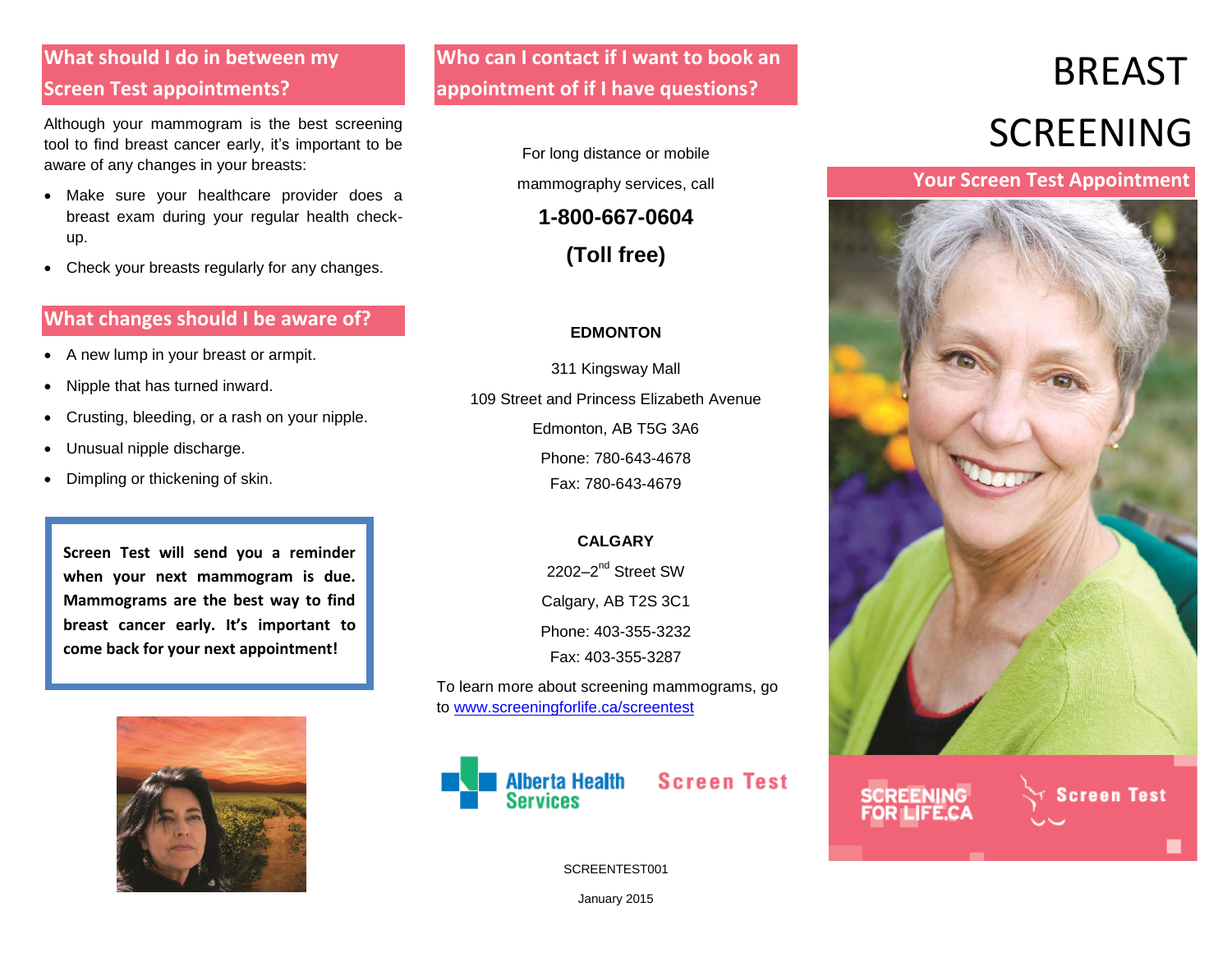## What should I do in between my Screen Test appointments?

Although your mammogram is the best screening tool to find breast cancer early, it's important to be aware of any changes in your breasts:

- Make sure your healthcare provider does a breast exam during your regular health check-up.
- Check your breasts regularly for any changes.

## What changes should I be aware of?

- A new lump in your breast or armpit.
- Nipple that has turned inward.
- Crusting, bleeding, or a rash on your nipple.
- Unusual nipple discharge.
- Dimpling or thickening of skin.

**Screen Test will send you a reminder when your next mammogram is due. Mammograms are the best way to find breast cancer early. It's important to come back for your next appointment!**

## Who can I contact if I want to book an appointment of if I have questions?

For long distance or mobile mammography services, call

**1-800-667-0604**

**(Toll free)**

**EDMONTON**

311 Kingsway Mall

109 Street and Princess Elizabeth Avenue

Edmonton, AB T5G 3A6

Phone: 780-643-4678

Fax: 780-643-4679

**CALGARY**

2202–2nd Street SW

Calgary, AB T2S 3C1

Phone: 403-355-3232

Fax: 403-355-3287

To learn more about screening mammograms, go to www.screeningforlife.ca/screentest

Alberta Health Services

Screen Test

SCREENTEST001

January 2015

# BREAST SCREENING

## Your Screen Test Appointment

SCREENING FOR LIFE.CA

Screen Test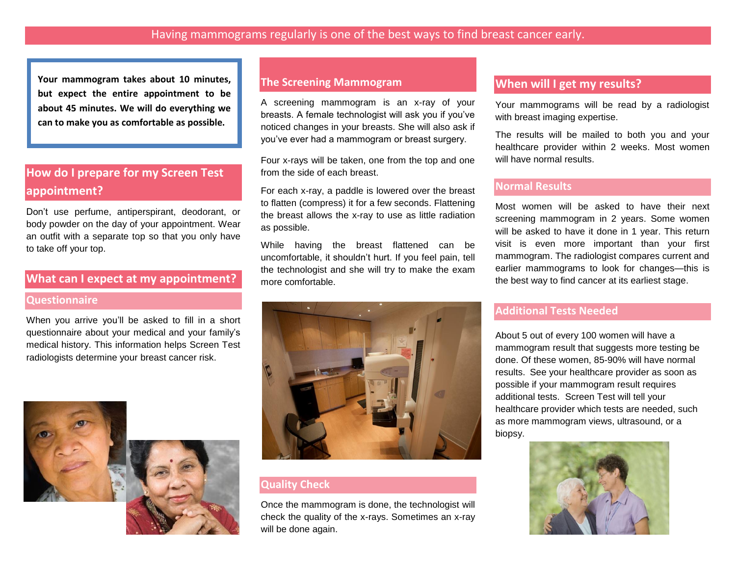Having mammograms regularly is one of the best ways to find breast cancer early.

**Your mammogram takes about 10 minutes, but expect the entire appointment to be about 45 minutes. We will do everything we can to make you as comfortable as possible.**

## How do I prepare for my Screen Test appointment?

Don't use perfume, antiperspirant, deodorant, or body powder on the day of your appointment. Wear an outfit with a separate top so that you only have to take off your top.

## What can I expect at my appointment?

### Questionnaire

When you arrive you'll be asked to fill in a short questionnaire about your medical and your family's medical history. This information helps Screen Test radiologists determine your breast cancer risk.

### The Screening Mammogram

A screening mammogram is an x-ray of your breasts. A female technologist will ask you if you've noticed changes in your breasts. She will also ask if you've ever had a mammogram or breast surgery.

Four x-rays will be taken, one from the top and one from the side of each breast.

For each x-ray, a paddle is lowered over the breast to flatten (compress) it for a few seconds. Flattening the breast allows the x-ray to use as little radiation as possible.

While having the breast flattened can be uncomfortable, it shouldn't hurt. If you feel pain, tell the technologist and she will try to make the exam more comfortable.

### Quality Check

Once the mammogram is done, the technologist will check the quality of the x-rays. Sometimes an x-ray will be done again.

## When will I get my results?

Your mammograms will be read by a radiologist with breast imaging expertise.

The results will be mailed to both you and your healthcare provider within 2 weeks. Most women will have normal results.

### Normal Results

Most women will be asked to have their next screening mammogram in 2 years. Some women will be asked to have it done in 1 year. This return visit is even more important than your first mammogram. The radiologist compares current and earlier mammograms to look for changes—this is the best way to find cancer at its earliest stage.

### Additional Tests Needed

About 5 out of every 100 women will have a mammogram result that suggests more testing be done. Of these women, 85-90% will have normal results. See your healthcare provider as soon as possible if your mammogram result requires additional tests. Screen Test will tell your healthcare provider which tests are needed, such as more mammogram views, ultrasound, or a biopsy.